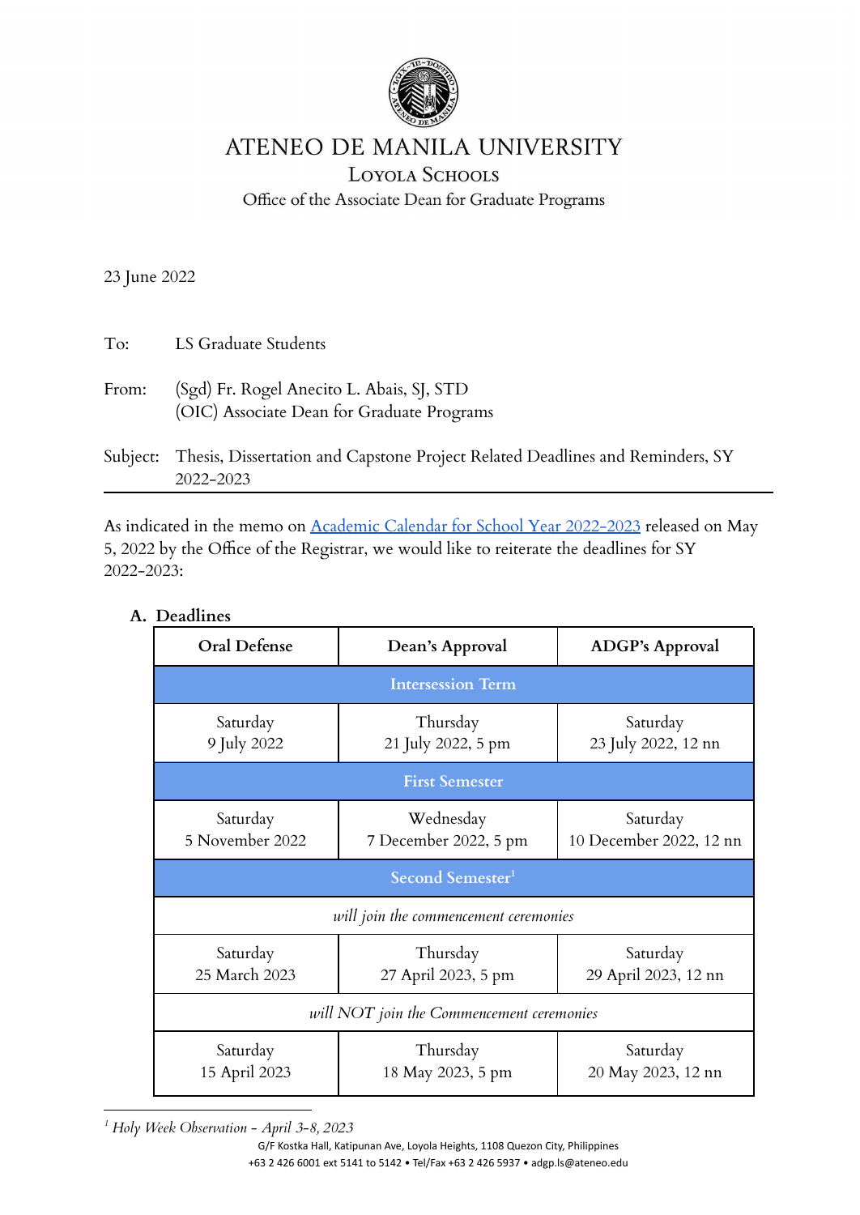# ATENEO DE MANILA UNIVERSITY

## Loyola Schools

Office of the Associate Dean for Graduate Programs

23 June 2022

To: LS Graduate Students

From: (Sgd) Fr. Rogel Anecito L. Abais, SJ, STD
(OIC) Associate Dean for Graduate Programs

Subject: Thesis, Dissertation and Capstone Project Related Deadlines and Reminders, SY 2022-2023

---

As indicated in the memo on [Academic Calendar for School Year 2022-2023]() released on May 5, 2022 by the Office of the Registrar, we would like to reiterate the deadlines for SY 2022-2023:

### A. Deadlines

| Oral Defense | Dean's Approval | ADGP's Approval |
|---|---|---|
| **Intersession Term** | | |
| Saturday 9 July 2022 | Thursday 21 July 2022, 5 pm | Saturday 23 July 2022, 12 nn |
| **First Semester** | | |
| Saturday 5 November 2022 | Wednesday 7 December 2022, 5 pm | Saturday 10 December 2022, 12 nn |
| **Second Semester**[1] | | |
| *will join the commencement ceremonies* | | |
| Saturday 25 March 2023 | Thursday 27 April 2023, 5 pm | Saturday 29 April 2023, 12 nn |
| *will NOT join the Commencement ceremonies* | | |
| Saturday 15 April 2023 | Thursday 18 May 2023, 5 pm | Saturday 20 May 2023, 12 nn |

[1] *Holy Week Observation - April 3-8, 2023*

G/F Kostka Hall, Katipunan Ave, Loyola Heights, 1108 Quezon City, Philippines
+63 2 426 6001 ext 5141 to 5142 • Tel/Fax +63 2 426 5937 • adgp.ls@ateneo.edu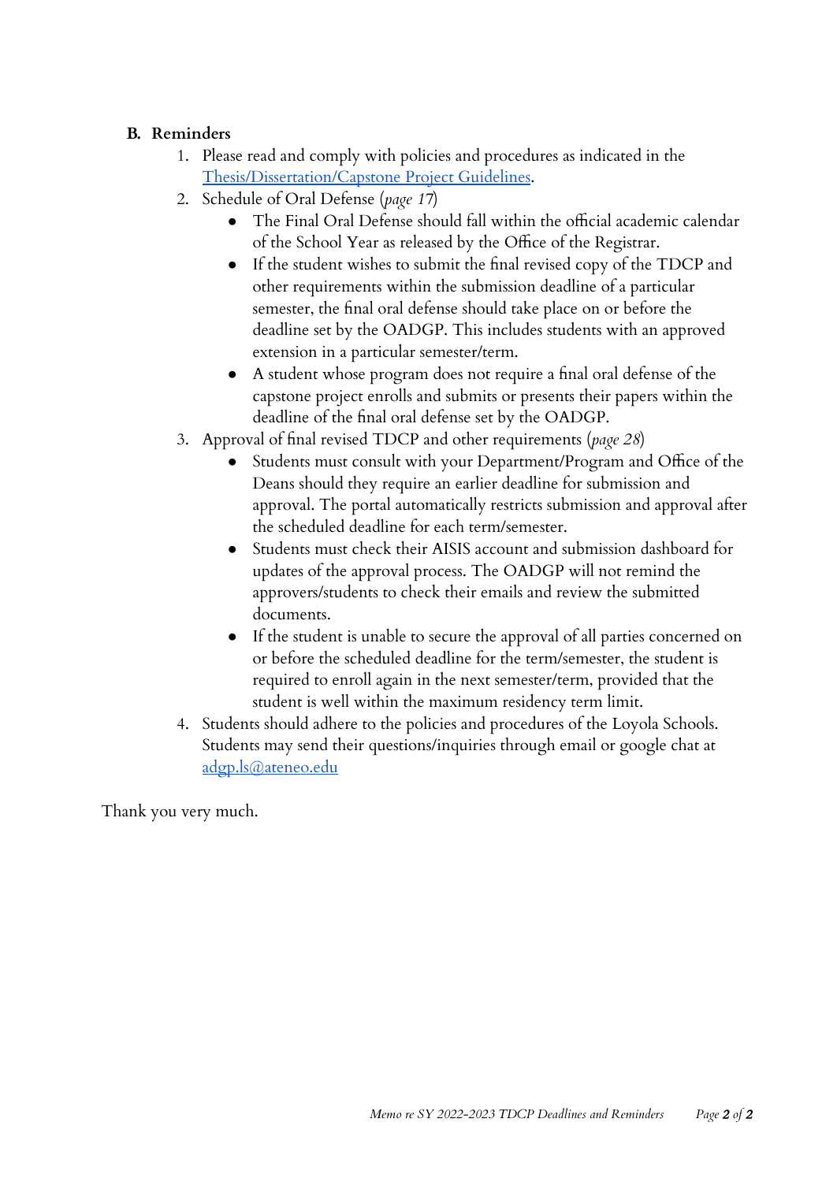## B. Reminders

1. Please read and comply with policies and procedures as indicated in the [Thesis/Dissertation/Capstone Project Guidelines](Thesis/Dissertation/Capstone Project Guidelines).
2. Schedule of Oral Defense (*page 17*)
   - The Final Oral Defense should fall within the official academic calendar of the School Year as released by the Office of the Registrar.
   - If the student wishes to submit the final revised copy of the TDCP and other requirements within the submission deadline of a particular semester, the final oral defense should take place on or before the deadline set by the OADGP. This includes students with an approved extension in a particular semester/term.
   - A student whose program does not require a final oral defense of the capstone project enrolls and submits or presents their papers within the deadline of the final oral defense set by the OADGP.
3. Approval of final revised TDCP and other requirements (*page 28*)
   - Students must consult with your Department/Program and Office of the Deans should they require an earlier deadline for submission and approval. The portal automatically restricts submission and approval after the scheduled deadline for each term/semester.
   - Students must check their AISIS account and submission dashboard for updates of the approval process. The OADGP will not remind the approvers/students to check their emails and review the submitted documents.
   - If the student is unable to secure the approval of all parties concerned on or before the scheduled deadline for the term/semester, the student is required to enroll again in the next semester/term, provided that the student is well within the maximum residency term limit.
4. Students should adhere to the policies and procedures of the Loyola Schools. Students may send their questions/inquiries through email or google chat at [adgp.ls@ateneo.edu](mailto:adgp.ls@ateneo.edu)

Thank you very much.